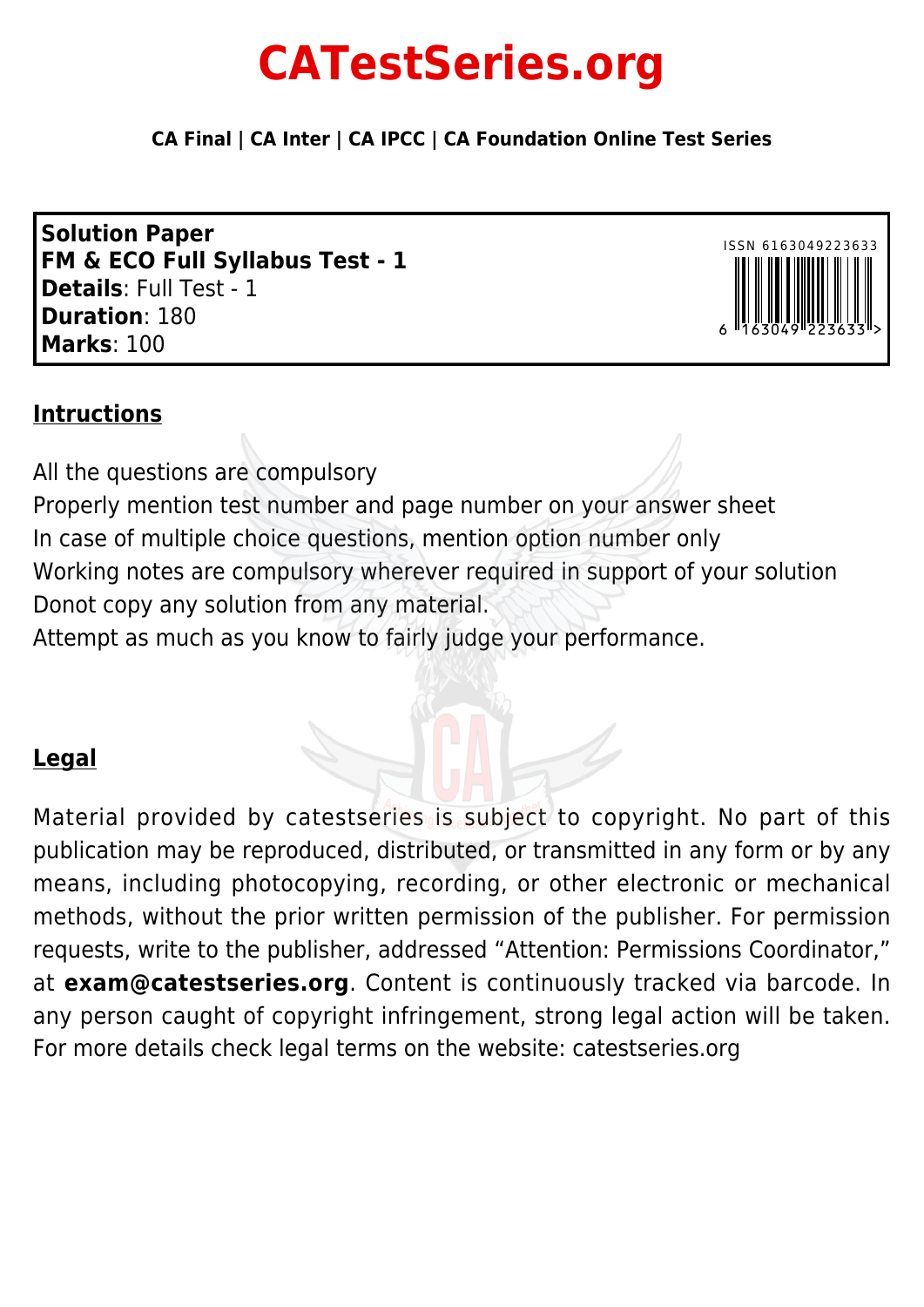# CATestSeries.org

**CA Final | CA Inter | CA IPCC | CA Foundation Online Test Series**

**Solution Paper**
**FM & ECO Full Syllabus Test - 1**
**Details**: Full Test - 1
**Duration**: 180
**Marks**: 100

ISSN 6163049223633

## Intructions

All the questions are compulsory
Properly mention test number and page number on your answer sheet
In case of multiple choice questions, mention option number only
Working notes are compulsory wherever required in support of your solution
Donot copy any solution from any material.
Attempt as much as you know to fairly judge your performance.

## Legal

Material provided by catestseries is subject to copyright. No part of this publication may be reproduced, distributed, or transmitted in any form or by any means, including photocopying, recording, or other electronic or mechanical methods, without the prior written permission of the publisher. For permission requests, write to the publisher, addressed "Attention: Permissions Coordinator," at **exam@catestseries.org**. Content is continuously tracked via barcode. In any person caught of copyright infringement, strong legal action will be taken. For more details check legal terms on the website: catestseries.org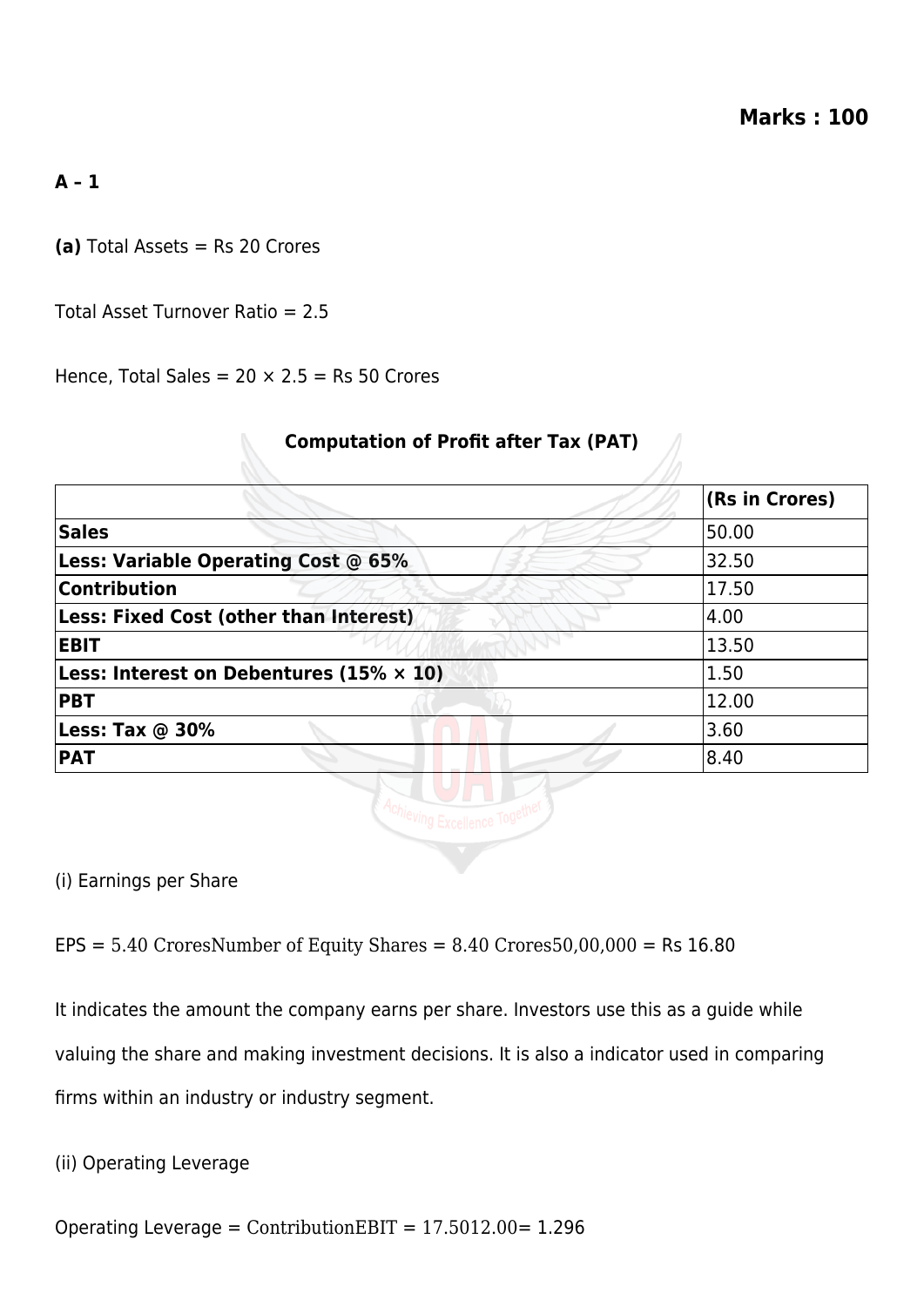**Marks : 100**

**A – 1**

**(a)** Total Assets = Rs 20 Crores

Total Asset Turnover Ratio = 2.5

Hence, Total Sales = 20 × 2.5 = Rs 50 Crores

**Computation of Profit after Tax (PAT)**

| | **(Rs in Crores)** |
|---|---|
| **Sales** | 50.00 |
| **Less: Variable Operating Cost @ 65%** | 32.50 |
| **Contribution** | 17.50 |
| **Less: Fixed Cost (other than Interest)** | 4.00 |
| **EBIT** | 13.50 |
| **Less: Interest on Debentures (15% × 10)** | 1.50 |
| **PBT** | 12.00 |
| **Less: Tax @ 30%** | 3.60 |
| **PAT** | 8.40 |

(i) Earnings per Share

EPS = $\frac{5.40 \text{ Crores}}{\text{Number of Equity Shares}} = \frac{8.40 \text{ Crores}}{50,00,000}$ = Rs 16.80

It indicates the amount the company earns per share. Investors use this as a guide while valuing the share and making investment decisions. It is also a indicator used in comparing firms within an industry or industry segment.

(ii) Operating Leverage

Operating Leverage = $\frac{\text{Contribution}}{\text{EBIT}} = \frac{17.50}{12.00}$ = 1.296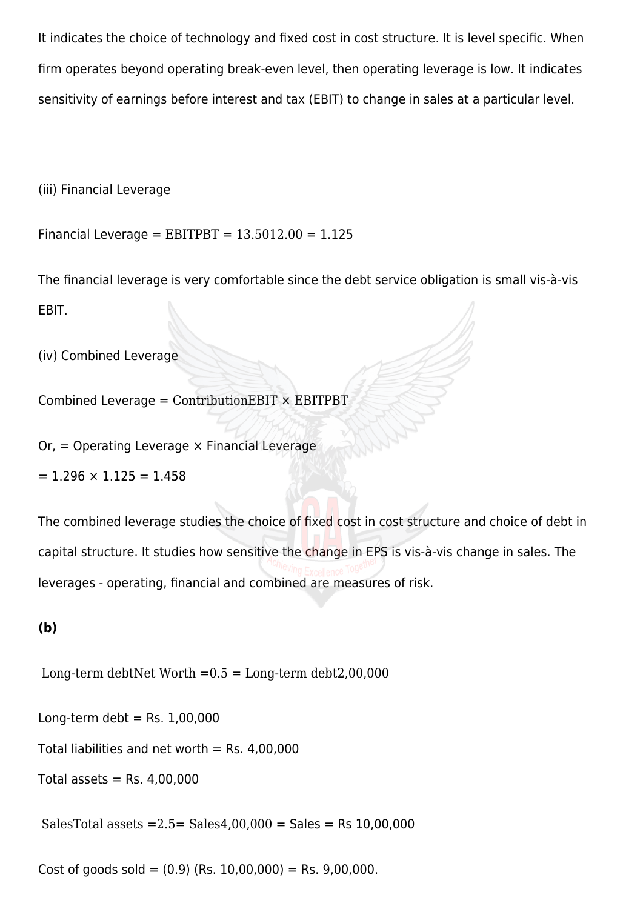It indicates the choice of technology and fixed cost in cost structure. It is level specific. When firm operates beyond operating break-even level, then operating leverage is low. It indicates sensitivity of earnings before interest and tax (EBIT) to change in sales at a particular level.

(iii) Financial Leverage

Financial Leverage = $\frac{EBIT}{PBT} = \frac{13.50}{12.00}$ = 1.125

The financial leverage is very comfortable since the debt service obligation is small vis-à-vis EBIT.

(iv) Combined Leverage

Combined Leverage = $\frac{Contribution}{EBIT} \times \frac{EBIT}{PBT}$

Or, = Operating Leverage × Financial Leverage

= 1.296 × 1.125 = 1.458

The combined leverage studies the choice of fixed cost in cost structure and choice of debt in capital structure. It studies how sensitive the change in EPS is vis-à-vis change in sales. The leverages - operating, financial and combined are measures of risk.

**(b)**

$\frac{\text{Long-term debt}}{\text{Net Worth}} = 0.5 = \frac{\text{Long-term debt}}{2{,}00{,}000}$

Long-term debt = Rs. 1,00,000

Total liabilities and net worth = Rs. 4,00,000

Total assets = Rs. 4,00,000

$\frac{\text{Sales}}{\text{Total assets}} = 2.5 = \frac{\text{Sales}}{4{,}00{,}000}$ = Sales = Rs 10,00,000

Cost of goods sold = (0.9) (Rs. 10,00,000) = Rs. 9,00,000.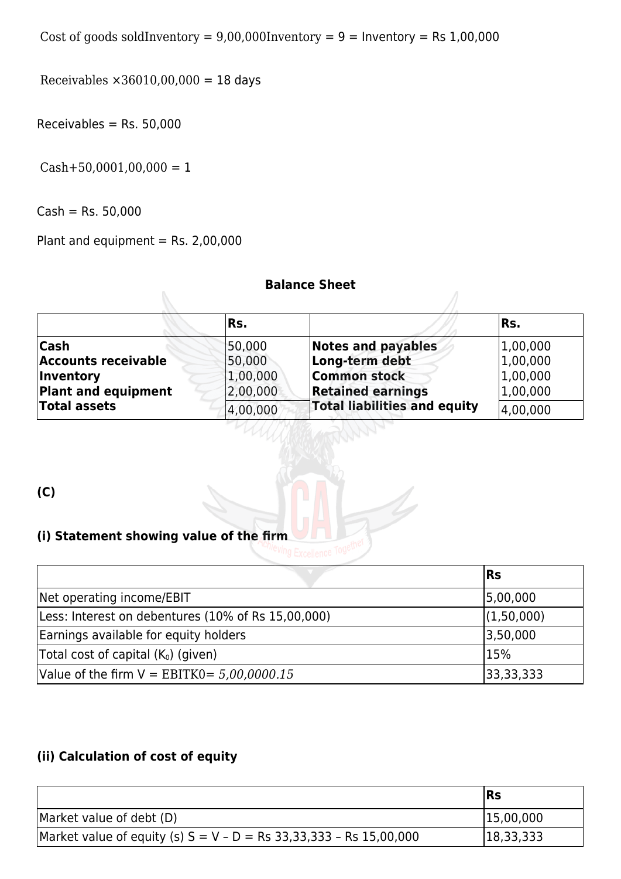$\frac{\text{Cost of goods sold}}{\text{Inventory}} = \frac{9,00,000}{\text{Inventory}} = 9$ = Inventory = Rs 1,00,000

$\frac{\text{Receivables} \times 360}{10,00,000} = 18$ days

Receivables = Rs. 50,000

$\frac{\text{Cash} + 50,000}{1,00,000} = 1$

Cash = Rs. 50,000

Plant and equipment = Rs. 2,00,000

**Balance Sheet**

| | Rs. | | Rs. |
|---|---|---|---|
| **Cash** | 50,000 | **Notes and payables** | 1,00,000 |
| **Accounts receivable** | 50,000 | **Long-term debt** | 1,00,000 |
| **Inventory** | 1,00,000 | **Common stock** | 1,00,000 |
| **Plant and equipment** | 2,00,000 | **Retained earnings** | 1,00,000 |
| **Total assets** | 4,00,000 | **Total liabilities and equity** | 4,00,000 |

**(C)**

**(i) Statement showing value of the firm**

| | Rs |
|---|---|
| Net operating income/EBIT | 5,00,000 |
| Less: Interest on debentures (10% of Rs 15,00,000) | (1,50,000) |
| Earnings available for equity holders | 3,50,000 |
| Total cost of capital ($K_0$) (given) | 15% |
| Value of the firm $V = \frac{EBIT}{K_0} = \frac{5,00,000}{0.15}$ | 33,33,333 |

**(ii) Calculation of cost of equity**

| | Rs |
|---|---|
| Market value of debt (D) | 15,00,000 |
| Market value of equity (s) S = V – D = Rs 33,33,333 – Rs 15,00,000 | 18,33,333 |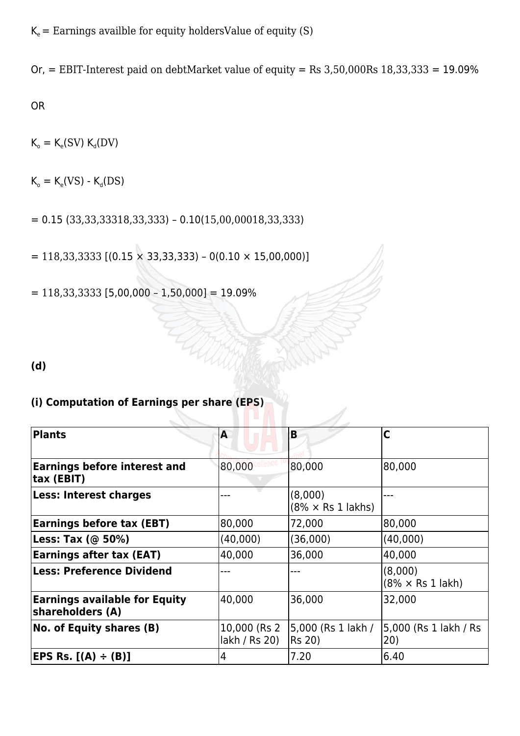$K_e$ = Earnings availble for equity holdersValue of equity (S)

Or, = EBIT-Interest paid on debtMarket value of equity = Rs 3,50,000Rs 18,33,333 = 19.09%

OR

$K_o = K_e(SV) K_d(DV)$

$K_o = K_e(VS) - K_d(DS)$

= 0.15 (33,33,33318,33,333) – 0.10(15,00,00018,33,333)

= 118,33,3333 [(0.15 × 33,33,333) – 0(0.10 × 15,00,000)]

= 118,33,3333 [5,00,000 – 1,50,000] = 19.09%

**(d)**

**(i) Computation of Earnings per share (EPS)**

| Plants | A | B | C |
|---|---|---|---|
| Earnings before interest and tax (EBIT) | 80,000 | 80,000 | 80,000 |
| Less: Interest charges | --- | (8,000) (8% × Rs 1 lakhs) | --- |
| Earnings before tax (EBT) | 80,000 | 72,000 | 80,000 |
| Less: Tax (@ 50%) | (40,000) | (36,000) | (40,000) |
| Earnings after tax (EAT) | 40,000 | 36,000 | 40,000 |
| Less: Preference Dividend | --- | --- | (8,000) (8% × Rs 1 lakh) |
| Earnings available for Equity shareholders (A) | 40,000 | 36,000 | 32,000 |
| No. of Equity shares (B) | 10,000 (Rs 2 lakh / Rs 20) | 5,000 (Rs 1 lakh / Rs 20) | 5,000 (Rs 1 lakh / Rs 20) |
| EPS Rs. [(A) ÷ (B)] | 4 | 7.20 | 6.40 |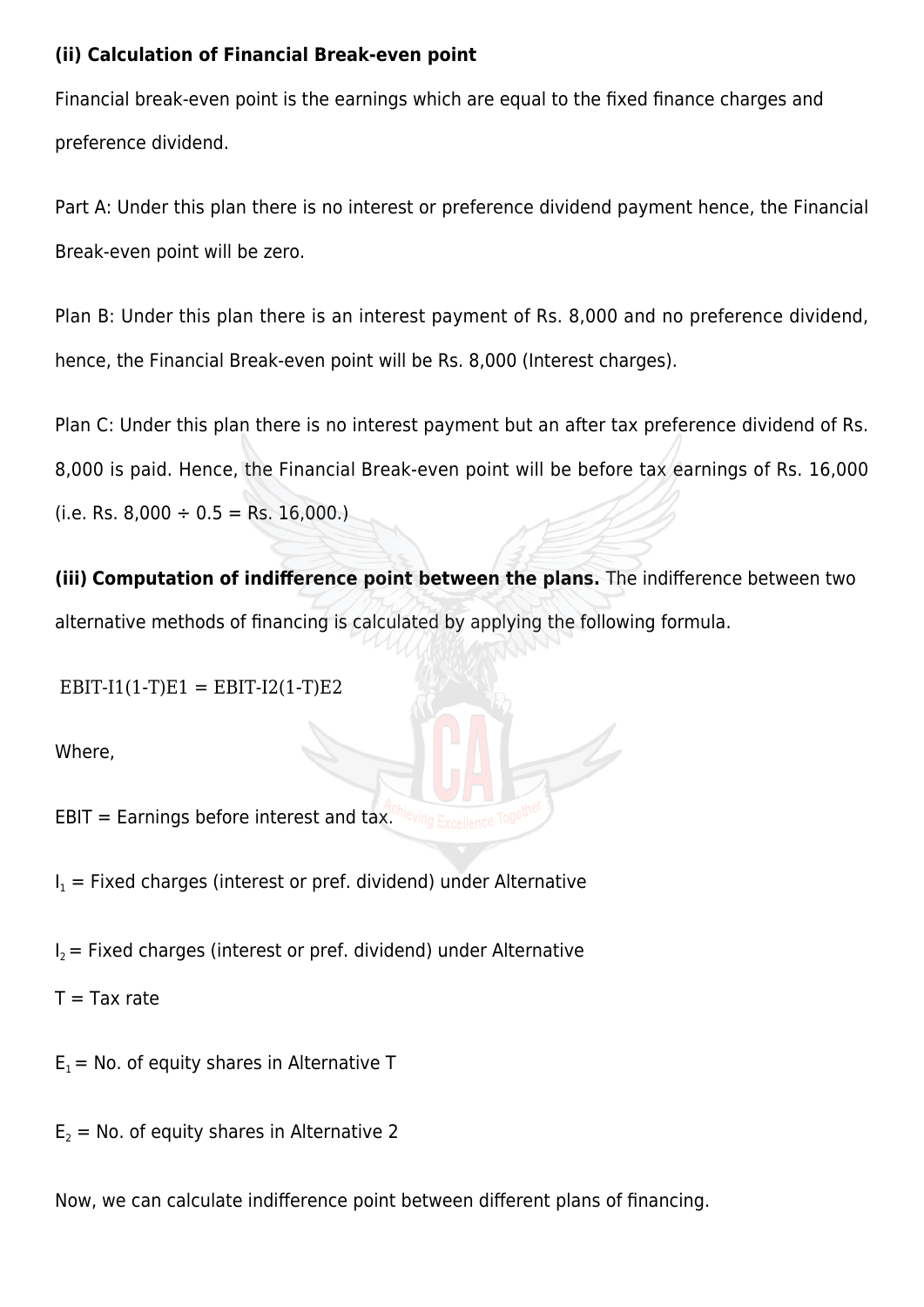**(ii) Calculation of Financial Break-even point**

Financial break-even point is the earnings which are equal to the fixed finance charges and preference dividend.

Part A: Under this plan there is no interest or preference dividend payment hence, the Financial Break-even point will be zero.

Plan B: Under this plan there is an interest payment of Rs. 8,000 and no preference dividend, hence, the Financial Break-even point will be Rs. 8,000 (Interest charges).

Plan C: Under this plan there is no interest payment but an after tax preference dividend of Rs. 8,000 is paid. Hence, the Financial Break-even point will be before tax earnings of Rs. 16,000 (i.e. Rs. 8,000 ÷ 0.5 = Rs. 16,000.)

**(iii) Computation of indifference point between the plans.** The indifference between two alternative methods of financing is calculated by applying the following formula.

$$EBIT-I1(1-T)E1 = EBIT-I2(1-T)E2$$

Where,

EBIT = Earnings before interest and tax.

$I_1$ = Fixed charges (interest or pref. dividend) under Alternative

$I_2$ = Fixed charges (interest or pref. dividend) under Alternative

T = Tax rate

$E_1$ = No. of equity shares in Alternative T

$E_2$ = No. of equity shares in Alternative 2

Now, we can calculate indifference point between different plans of financing.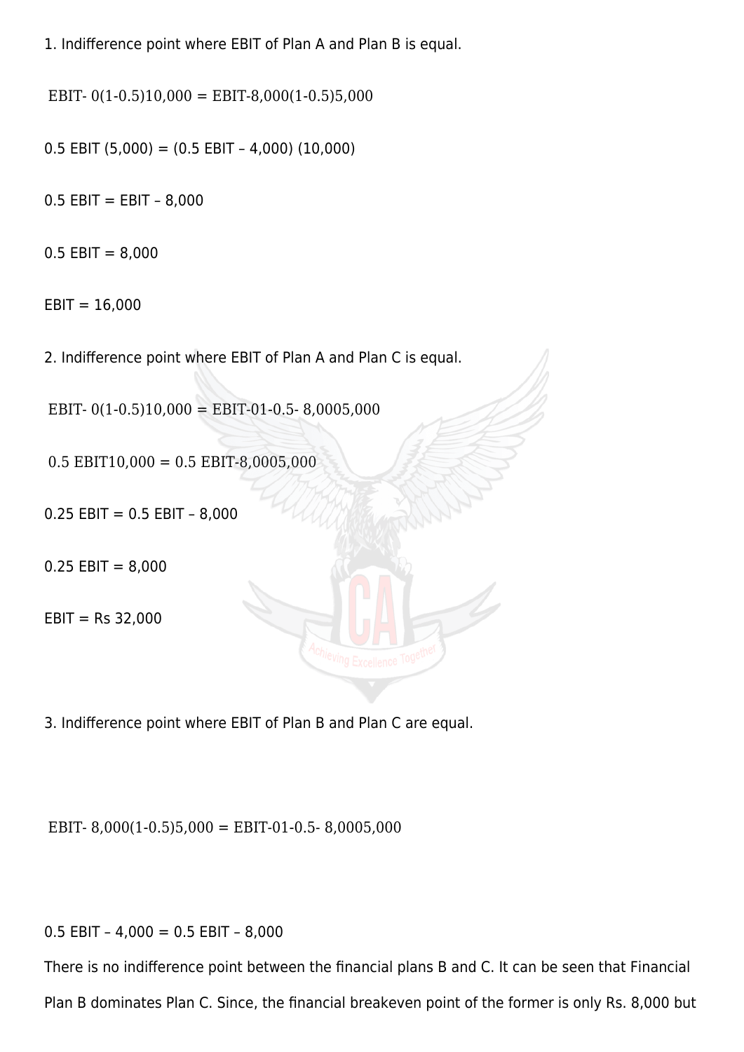1. Indifference point where EBIT of Plan A and Plan B is equal.

$$EBIT- 0(1-0.5)10,000 = EBIT-8,000(1-0.5)5,000$$

$$0.5 \text{ EBIT } (5,000) = (0.5 \text{ EBIT} – 4,000) (10,000)$$

$$0.5 \text{ EBIT} = \text{EBIT} – 8,000$$

$$0.5 \text{ EBIT} = 8,000$$

$$\text{EBIT} = 16,000$$

2. Indifference point where EBIT of Plan A and Plan C is equal.

$$EBIT- 0(1-0.5)10,000 = EBIT-01-0.5- 8,0005,000$$

$$0.5 \text{ EBIT}10,000 = 0.5 \text{ EBIT}-8,0005,000$$

$$0.25 \text{ EBIT} = 0.5 \text{ EBIT} – 8,000$$

$$0.25 \text{ EBIT} = 8,000$$

$$\text{EBIT} = \text{Rs } 32,000$$

3. Indifference point where EBIT of Plan B and Plan C are equal.

$$EBIT- 8,000(1-0.5)5,000 = EBIT-01-0.5- 8,0005,000$$

$$0.5 \text{ EBIT} – 4,000 = 0.5 \text{ EBIT} – 8,000$$

There is no indifference point between the financial plans B and C. It can be seen that Financial Plan B dominates Plan C. Since, the financial breakeven point of the former is only Rs. 8,000 but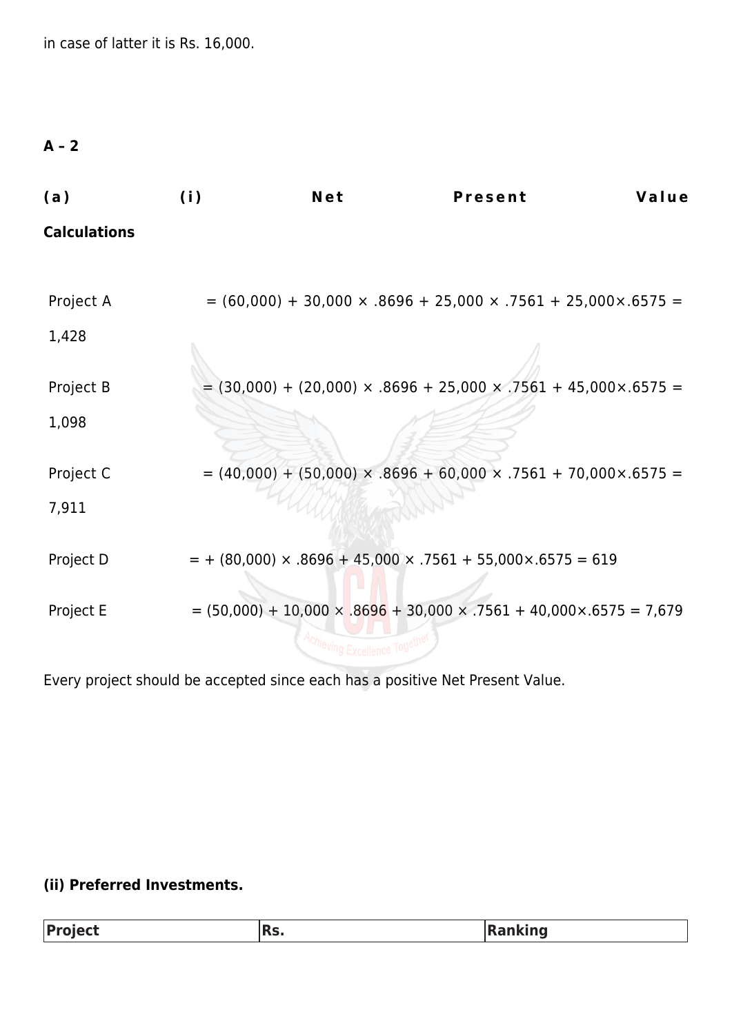in case of latter it is Rs. 16,000.

**A – 2**

**(a) (i) Net Present Value Calculations**

Project A = (60,000) + 30,000 × .8696 + 25,000 × .7561 + 25,000×.6575 = 1,428

Project B = (30,000) + (20,000) × .8696 + 25,000 × .7561 + 45,000×.6575 = 1,098

Project C = (40,000) + (50,000) × .8696 + 60,000 × .7561 + 70,000×.6575 = 7,911

Project D = + (80,000) × .8696 + 45,000 × .7561 + 55,000×.6575 = 619

Project E = (50,000) + 10,000 × .8696 + 30,000 × .7561 + 40,000×.6575 = 7,679

Every project should be accepted since each has a positive Net Present Value.

**(ii) Preferred Investments.**

| Project | Rs. | Ranking |
|---|---|---|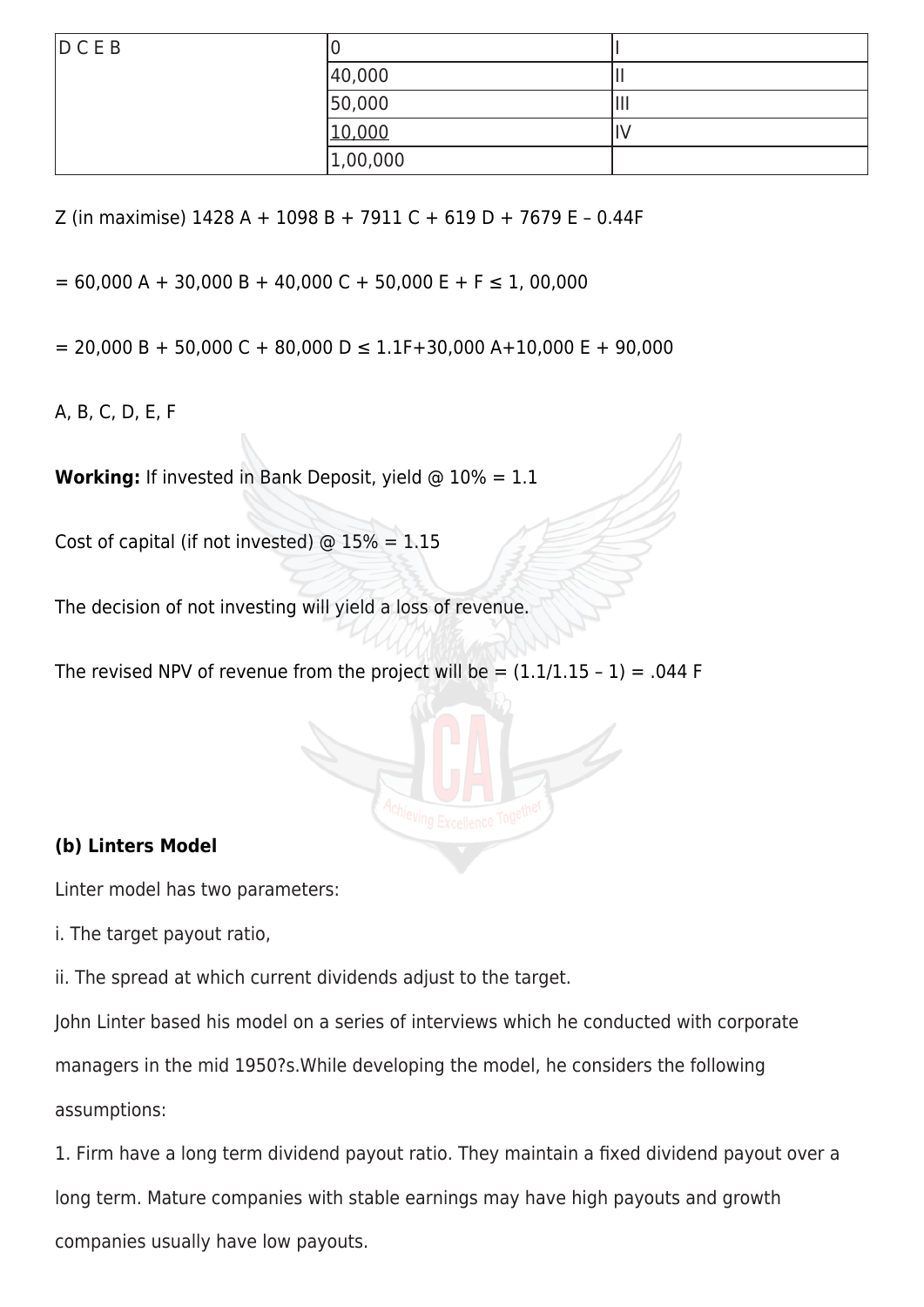| D C E B | 0 | I |
|---|---|---|
| | 40,000 | II |
| | 50,000 | III |
| | 10,000 | IV |
| | 1,00,000 | |

Z (in maximise) 1428 A + 1098 B + 7911 C + 619 D + 7679 E – 0.44F

= 60,000 A + 30,000 B + 40,000 C + 50,000 E + F ≤ 1, 00,000

= 20,000 B + 50,000 C + 80,000 D ≤ 1.1F+30,000 A+10,000 E + 90,000

A, B, C, D, E, F

**Working:** If invested in Bank Deposit, yield @ 10% = 1.1

Cost of capital (if not invested) @ 15% = 1.15

The decision of not investing will yield a loss of revenue.

The revised NPV of revenue from the project will be = (1.1/1.15 – 1) = .044 F

**(b) Linters Model**

Linter model has two parameters:

i. The target payout ratio,

ii. The spread at which current dividends adjust to the target.

John Linter based his model on a series of interviews which he conducted with corporate managers in the mid 1950?s.While developing the model, he considers the following assumptions:

1. Firm have a long term dividend payout ratio. They maintain a fixed dividend payout over a long term. Mature companies with stable earnings may have high payouts and growth companies usually have low payouts.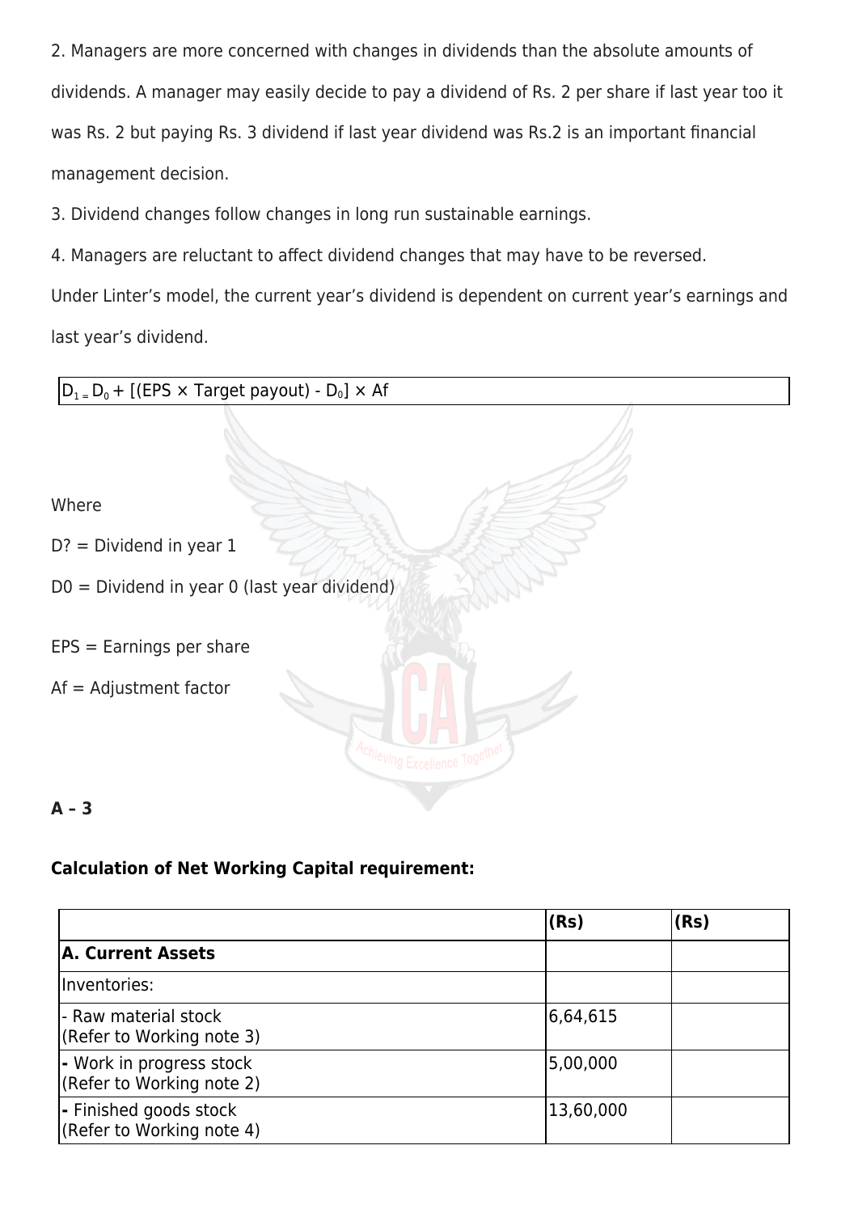2. Managers are more concerned with changes in dividends than the absolute amounts of dividends. A manager may easily decide to pay a dividend of Rs. 2 per share if last year too it was Rs. 2 but paying Rs. 3 dividend if last year dividend was Rs.2 is an important financial management decision.

3. Dividend changes follow changes in long run sustainable earnings.

4. Managers are reluctant to affect dividend changes that may have to be reversed.

Under Linter's model, the current year's dividend is dependent on current year's earnings and last year's dividend.

$$D_1 = D_0 + [(EPS \times \text{Target payout}) - D_0] \times Af$$

Where

D? = Dividend in year 1

D0 = Dividend in year 0 (last year dividend)

EPS = Earnings per share

Af = Adjustment factor

**A – 3**

**Calculation of Net Working Capital requirement:**

| | (Rs) | (Rs) |
|---|---|---|
| **A. Current Assets** | | |
| Inventories: | | |
| - Raw material stock (Refer to Working note 3) | 6,64,615 | |
| - Work in progress stock (Refer to Working note 2) | 5,00,000 | |
| - Finished goods stock (Refer to Working note 4) | 13,60,000 | |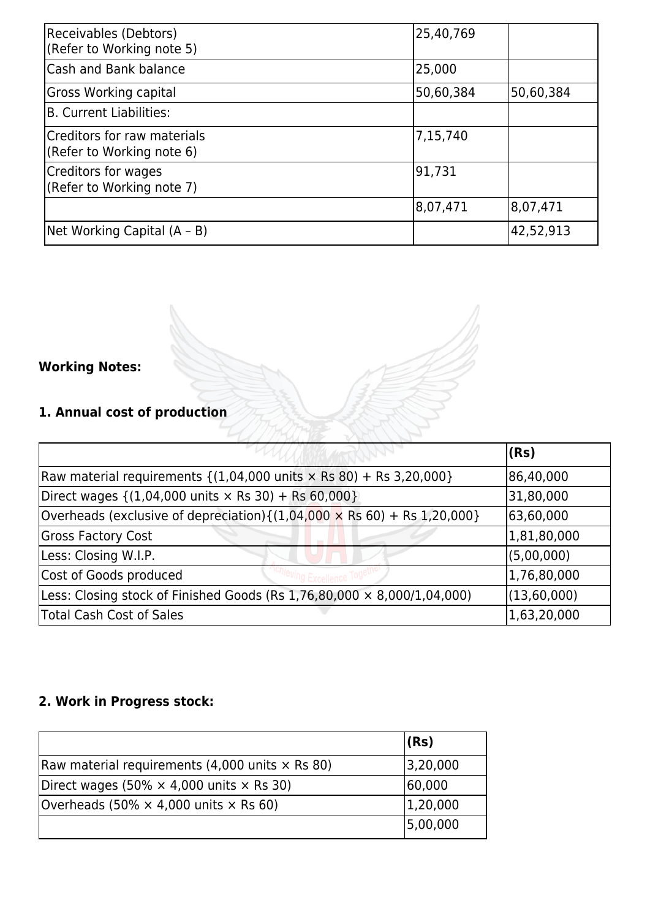| | | |
|---|---|---|
| Receivables (Debtors)<br>(Refer to Working note 5) | 25,40,769 | |
| Cash and Bank balance | 25,000 | |
| Gross Working capital | 50,60,384 | 50,60,384 |
| B. Current Liabilities: | | |
| Creditors for raw materials<br>(Refer to Working note 6) | 7,15,740 | |
| Creditors for wages<br>(Refer to Working note 7) | 91,731 | |
| | 8,07,471 | 8,07,471 |
| Net Working Capital (A – B) | | 42,52,913 |

**Working Notes:**

### 1. Annual cost of production

| | (Rs) |
|---|---|
| Raw material requirements {(1,04,000 units × Rs 80) + Rs 3,20,000} | 86,40,000 |
| Direct wages {(1,04,000 units × Rs 30) + Rs 60,000} | 31,80,000 |
| Overheads (exclusive of depreciation){(1,04,000 × Rs 60) + Rs 1,20,000} | 63,60,000 |
| Gross Factory Cost | 1,81,80,000 |
| Less: Closing W.I.P. | (5,00,000) |
| Cost of Goods produced | 1,76,80,000 |
| Less: Closing stock of Finished Goods (Rs 1,76,80,000 × 8,000/1,04,000) | (13,60,000) |
| Total Cash Cost of Sales | 1,63,20,000 |

### 2. Work in Progress stock:

| | (Rs) |
|---|---|
| Raw material requirements (4,000 units × Rs 80) | 3,20,000 |
| Direct wages (50% × 4,000 units × Rs 30) | 60,000 |
| Overheads (50% × 4,000 units × Rs 60) | 1,20,000 |
| | 5,00,000 |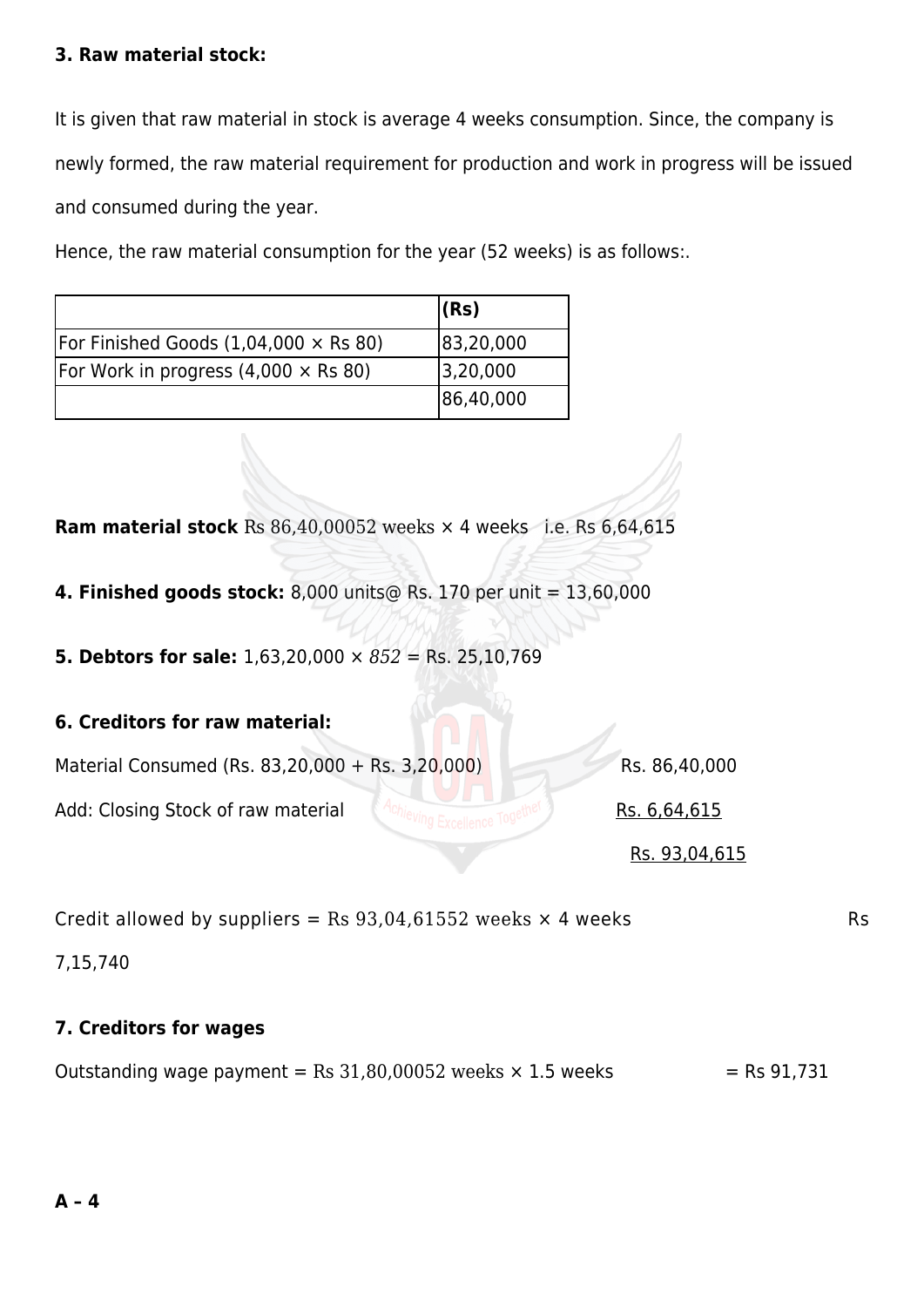**3. Raw material stock:**

It is given that raw material in stock is average 4 weeks consumption. Since, the company is newly formed, the raw material requirement for production and work in progress will be issued and consumed during the year.

Hence, the raw material consumption for the year (52 weeks) is as follows:.

| | **(Rs)** |
|---|---|
| For Finished Goods (1,04,000 × Rs 80) | 83,20,000 |
| For Work in progress (4,000 × Rs 80) | 3,20,000 |
| | 86,40,000 |

**Ram material stock** $\frac{\text{Rs } 86,40,000}{52 \text{ weeks}}$ × 4 weeks i.e. Rs 6,64,615

**4. Finished goods stock:** 8,000 units@ Rs. 170 per unit = 13,60,000

**5. Debtors for sale:** 1,63,20,000 × $\frac{8}{52}$ = Rs. 25,10,769

**6. Creditors for raw material:**

Material Consumed (Rs. 83,20,000 + Rs. 3,20,000) Rs. 86,40,000

Add: Closing Stock of raw material <u>Rs. 6,64,615</u>

<u>Rs. 93,04,615</u>

Credit allowed by suppliers = $\frac{\text{Rs } 93,04,615}{52 \text{ weeks}}$ × 4 weeks Rs 7,15,740

**7. Creditors for wages**

Outstanding wage payment = $\frac{\text{Rs } 31,80,000}{52 \text{ weeks}}$ × 1.5 weeks = Rs 91,731

**A – 4**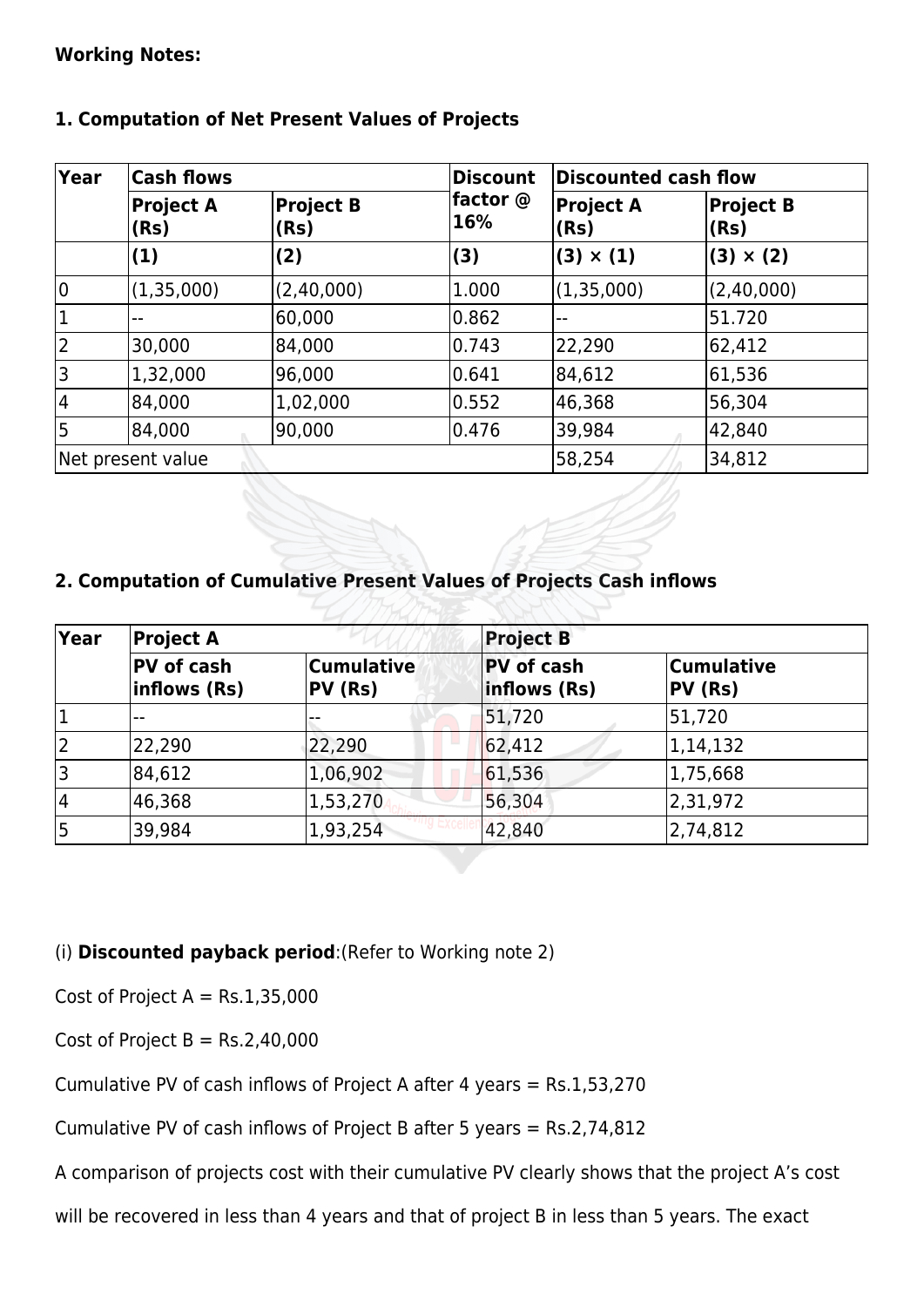**Working Notes:**

**1. Computation of Net Present Values of Projects**

| Year | Cash flows | | Discount factor @ 16% | Discounted cash flow | |
|---|---|---|---|---|---|
| | Project A (Rs) | Project B (Rs) | | Project A (Rs) | Project B (Rs) |
| | (1) | (2) | (3) | (3) × (1) | (3) × (2) |
| 0 | (1,35,000) | (2,40,000) | 1.000 | (1,35,000) | (2,40,000) |
| 1 | -- | 60,000 | 0.862 | -- | 51.720 |
| 2 | 30,000 | 84,000 | 0.743 | 22,290 | 62,412 |
| 3 | 1,32,000 | 96,000 | 0.641 | 84,612 | 61,536 |
| 4 | 84,000 | 1,02,000 | 0.552 | 46,368 | 56,304 |
| 5 | 84,000 | 90,000 | 0.476 | 39,984 | 42,840 |
| Net present value | | | | 58,254 | 34,812 |

**2. Computation of Cumulative Present Values of Projects Cash inflows**

| Year | Project A | | Project B | |
|---|---|---|---|---|
| | PV of cash inflows (Rs) | Cumulative PV (Rs) | PV of cash inflows (Rs) | Cumulative PV (Rs) |
| 1 | -- | -- | 51,720 | 51,720 |
| 2 | 22,290 | 22,290 | 62,412 | 1,14,132 |
| 3 | 84,612 | 1,06,902 | 61,536 | 1,75,668 |
| 4 | 46,368 | 1,53,270 | 56,304 | 2,31,972 |
| 5 | 39,984 | 1,93,254 | 42,840 | 2,74,812 |

(i) **Discounted payback period**:(Refer to Working note 2)

Cost of Project A = Rs.1,35,000

Cost of Project B = Rs.2,40,000

Cumulative PV of cash inflows of Project A after 4 years = Rs.1,53,270

Cumulative PV of cash inflows of Project B after 5 years = Rs.2,74,812

A comparison of projects cost with their cumulative PV clearly shows that the project A's cost will be recovered in less than 4 years and that of project B in less than 5 years. The exact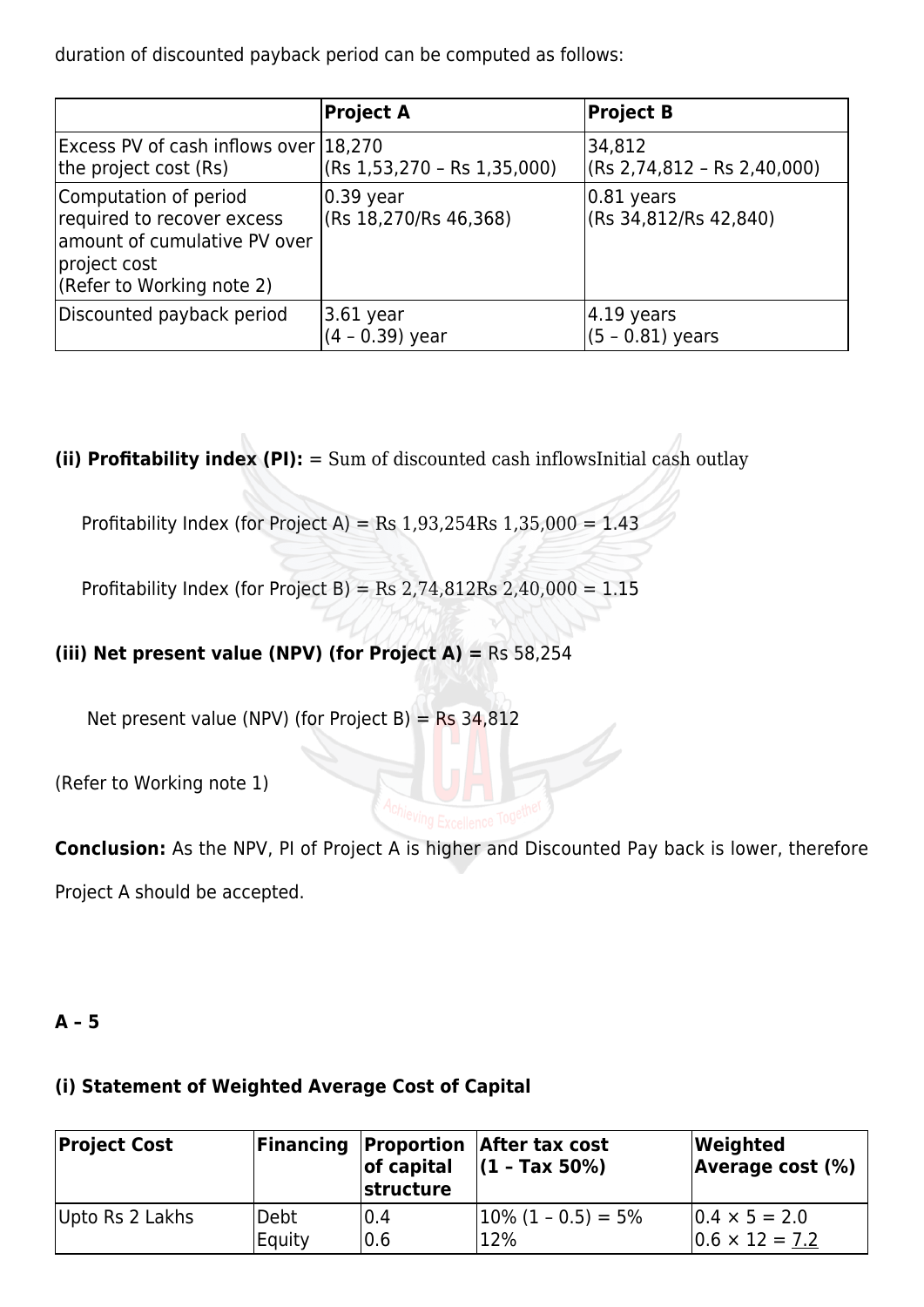duration of discounted payback period can be computed as follows:

| | Project A | Project B |
|---|---|---|
| Excess PV of cash inflows over the project cost (Rs) | 18,270<br>(Rs 1,53,270 – Rs 1,35,000) | 34,812<br>(Rs 2,74,812 – Rs 2,40,000) |
| Computation of period required to recover excess amount of cumulative PV over project cost<br>(Refer to Working note 2) | 0.39 year<br>(Rs 18,270/Rs 46,368) | 0.81 years<br>(Rs 34,812/Rs 42,840) |
| Discounted payback period | 3.61 year<br>(4 – 0.39) year | 4.19 years<br>(5 – 0.81) years |

**(ii) Profitability index (PI):** $= \frac{\text{Sum of discounted cash inflows}}{\text{Initial cash outlay}}$

Profitability Index (for Project A) = $\frac{\text{Rs } 1{,}93{,}254}{\text{Rs } 1{,}35{,}000}$ = 1.43

Profitability Index (for Project B) = $\frac{\text{Rs } 2{,}74{,}812}{\text{Rs } 2{,}40{,}000}$ = 1.15

**(iii) Net present value (NPV) (for Project A) =** Rs 58,254

Net present value (NPV) (for Project B) = Rs 34,812

(Refer to Working note 1)

**Conclusion:** As the NPV, PI of Project A is higher and Discounted Pay back is lower, therefore Project A should be accepted.

**A – 5**

**(i) Statement of Weighted Average Cost of Capital**

| Project Cost | Financing | Proportion of capital structure | After tax cost (1 - Tax 50%) | Weighted Average cost (%) |
|---|---|---|---|---|
| Upto Rs 2 Lakhs | Debt<br>Equity | 0.4<br>0.6 | 10% (1 – 0.5) = 5%<br>12% | 0.4 × 5 = 2.0<br>0.6 × 12 = 7.2 |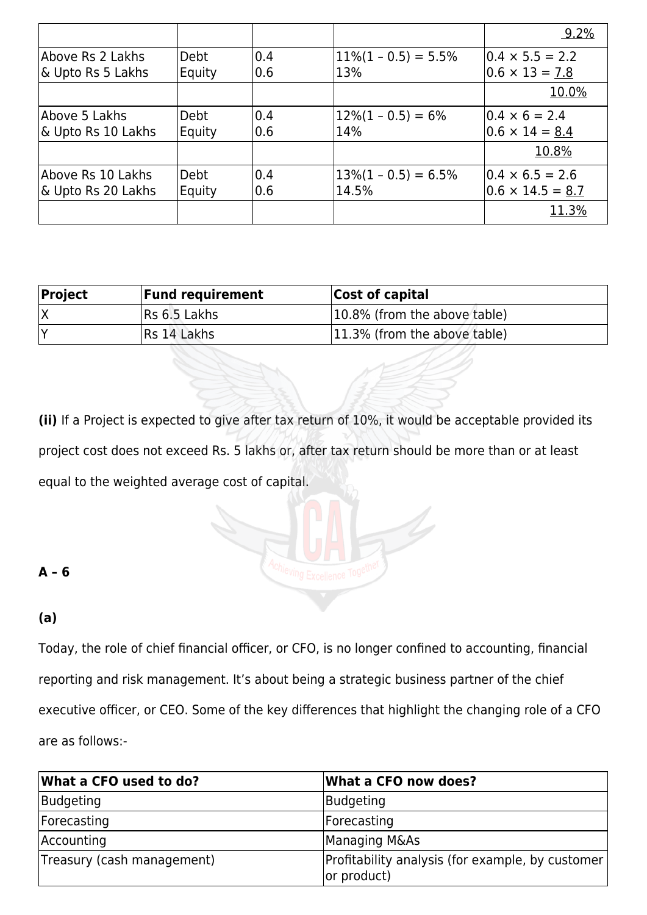| | | | | 9.2% |
|---|---|---|---|---|
| Above Rs 2 Lakhs & Upto Rs 5 Lakhs | Debt Equity | 0.4 0.6 | 11%(1 – 0.5) = 5.5% 13% | 0.4 × 5.5 = 2.2 0.6 × 13 = 7.8 |
| | | | | 10.0% |
| Above 5 Lakhs & Upto Rs 10 Lakhs | Debt Equity | 0.4 0.6 | 12%(1 – 0.5) = 6% 14% | 0.4 × 6 = 2.4 0.6 × 14 = 8.4 |
| | | | | 10.8% |
| Above Rs 10 Lakhs & Upto Rs 20 Lakhs | Debt Equity | 0.4 0.6 | 13%(1 – 0.5) = 6.5% 14.5% | 0.4 × 6.5 = 2.6 0.6 × 14.5 = 8.7 |
| | | | | 11.3% |

| Project | Fund requirement | Cost of capital |
|---|---|---|
| X | Rs 6.5 Lakhs | 10.8% (from the above table) |
| Y | Rs 14 Lakhs | 11.3% (from the above table) |

**(ii)** If a Project is expected to give after tax return of 10%, it would be acceptable provided its project cost does not exceed Rs. 5 lakhs or, after tax return should be more than or at least equal to the weighted average cost of capital.

**A – 6**

**(a)**

Today, the role of chief financial officer, or CFO, is no longer confined to accounting, financial reporting and risk management. It's about being a strategic business partner of the chief executive officer, or CEO. Some of the key differences that highlight the changing role of a CFO are as follows:-

| What a CFO used to do? | What a CFO now does? |
|---|---|
| Budgeting | Budgeting |
| Forecasting | Forecasting |
| Accounting | Managing M&As |
| Treasury (cash management) | Profitability analysis (for example, by customer or product) |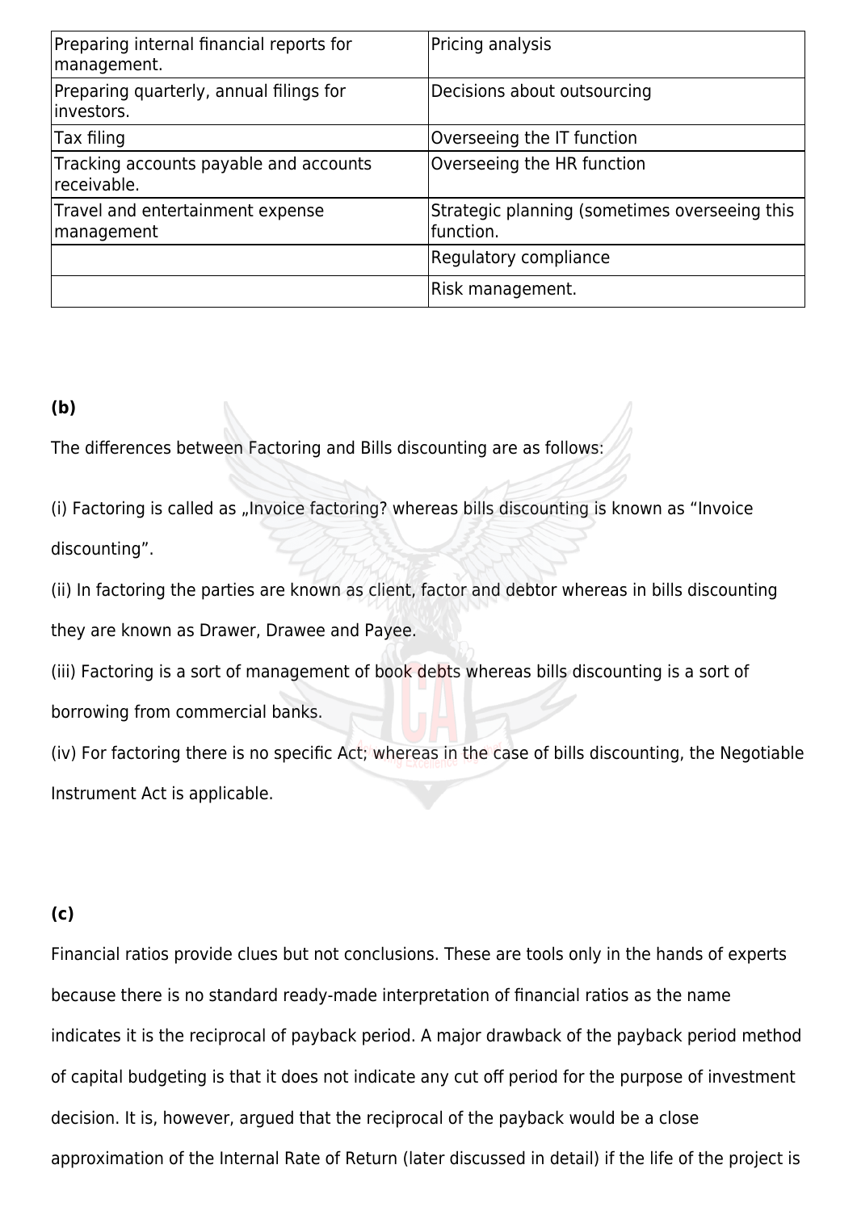| Preparing internal financial reports for management. | Pricing analysis |
|---|---|
| Preparing quarterly, annual filings for investors. | Decisions about outsourcing |
| Tax filing | Overseeing the IT function |
| Tracking accounts payable and accounts receivable. | Overseeing the HR function |
| Travel and entertainment expense management | Strategic planning (sometimes overseeing this function. |
| | Regulatory compliance |
| | Risk management. |

**(b)**

The differences between Factoring and Bills discounting are as follows:

(i) Factoring is called as „Invoice factoring? whereas bills discounting is known as "Invoice discounting".

(ii) In factoring the parties are known as client, factor and debtor whereas in bills discounting they are known as Drawer, Drawee and Payee.

(iii) Factoring is a sort of management of book debts whereas bills discounting is a sort of borrowing from commercial banks.

(iv) For factoring there is no specific Act; whereas in the case of bills discounting, the Negotiable Instrument Act is applicable.

**(c)**

Financial ratios provide clues but not conclusions. These are tools only in the hands of experts because there is no standard ready-made interpretation of financial ratios as the name indicates it is the reciprocal of payback period. A major drawback of the payback period method of capital budgeting is that it does not indicate any cut off period for the purpose of investment decision. It is, however, argued that the reciprocal of the payback would be a close approximation of the Internal Rate of Return (later discussed in detail) if the life of the project is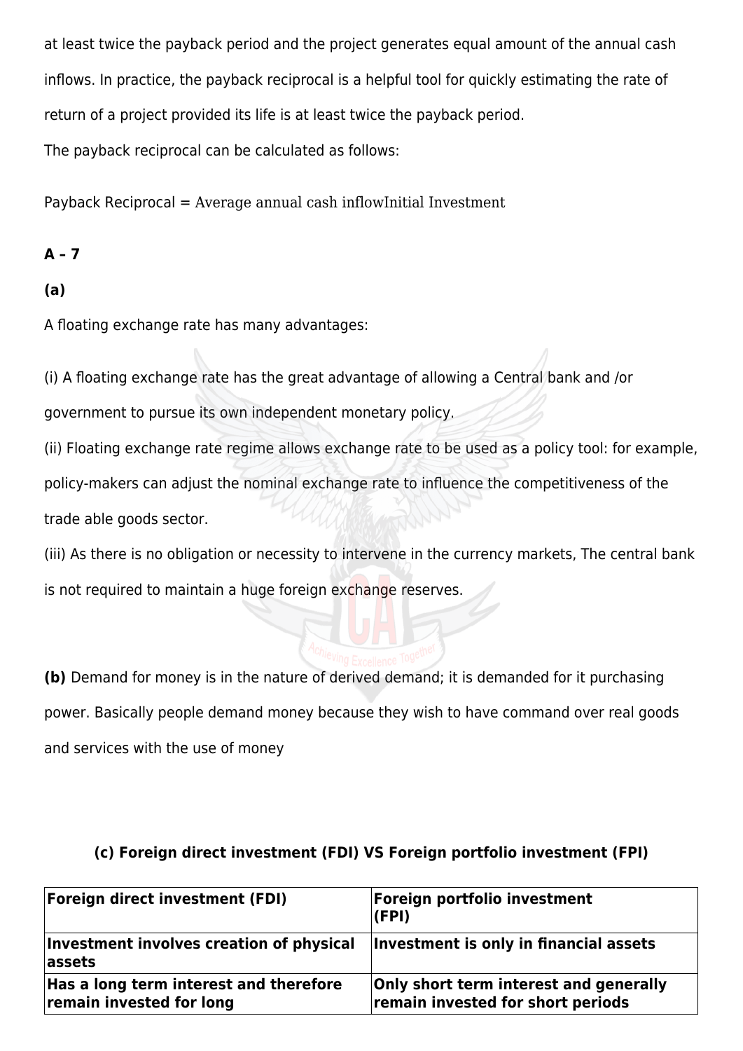at least twice the payback period and the project generates equal amount of the annual cash inflows. In practice, the payback reciprocal is a helpful tool for quickly estimating the rate of return of a project provided its life is at least twice the payback period.

The payback reciprocal can be calculated as follows:

Payback Reciprocal = $\frac{\text{Average annual cash inflow}}{\text{Initial Investment}}$

**A – 7**

**(a)**

A floating exchange rate has many advantages:

(i) A floating exchange rate has the great advantage of allowing a Central bank and /or government to pursue its own independent monetary policy.

(ii) Floating exchange rate regime allows exchange rate to be used as a policy tool: for example, policy-makers can adjust the nominal exchange rate to influence the competitiveness of the trade able goods sector.

(iii) As there is no obligation or necessity to intervene in the currency markets, The central bank is not required to maintain a huge foreign exchange reserves.

**(b)** Demand for money is in the nature of derived demand; it is demanded for it purchasing power. Basically people demand money because they wish to have command over real goods and services with the use of money

**(c) Foreign direct investment (FDI) VS Foreign portfolio investment (FPI)**

| **Foreign direct investment (FDI)** | **Foreign portfolio investment (FPI)** |
|---|---|
| **Investment involves creation of physical assets** | **Investment is only in financial assets** |
| **Has a long term interest and therefore remain invested for long** | **Only short term interest and generally remain invested for short periods** |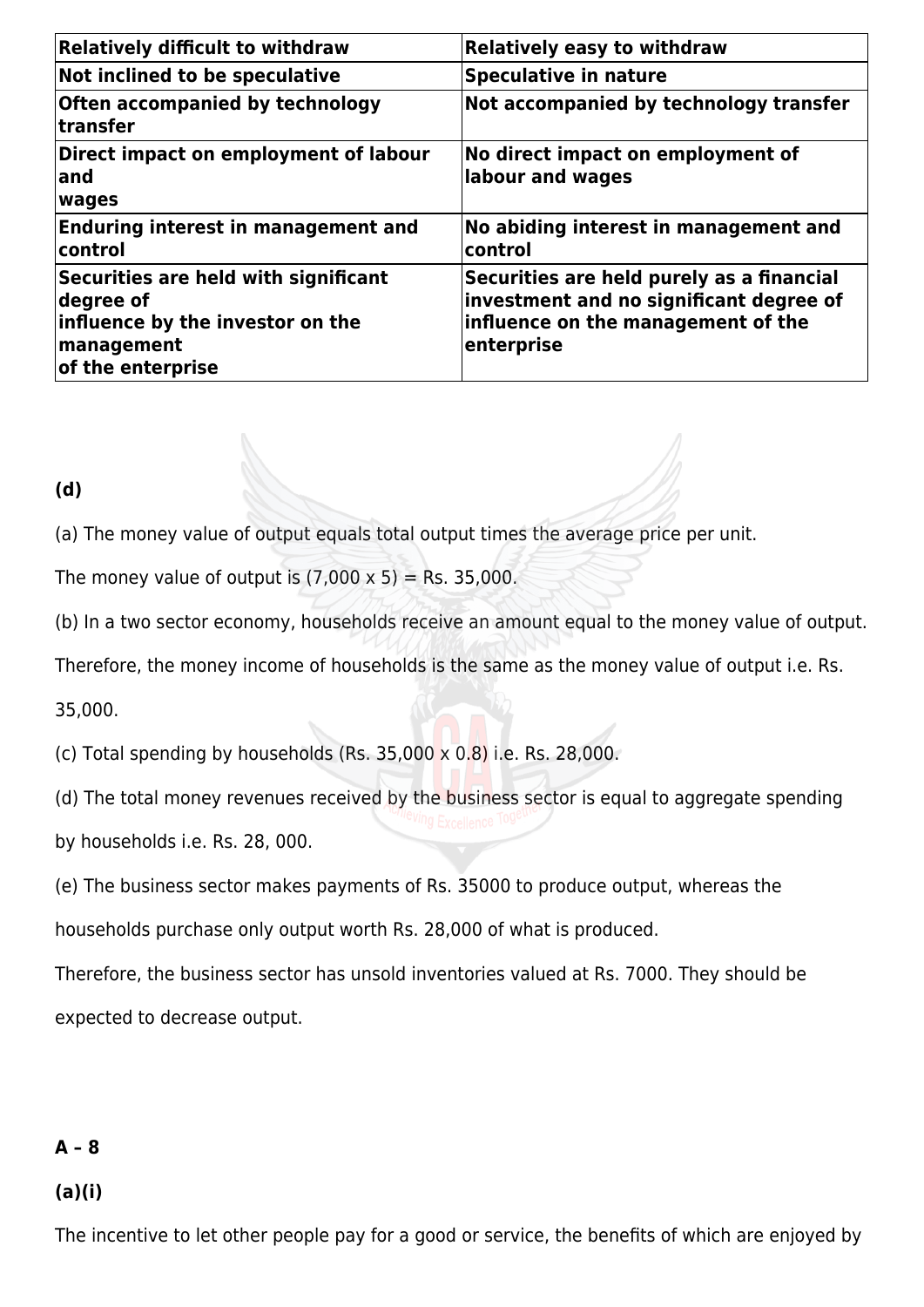| Relatively difficult to withdraw | Relatively easy to withdraw |
|---|---|
| Not inclined to be speculative | Speculative in nature |
| Often accompanied by technology transfer | Not accompanied by technology transfer |
| Direct impact on employment of labour and wages | No direct impact on employment of labour and wages |
| Enduring interest in management and control | No abiding interest in management and control |
| Securities are held with significant degree of influence by the investor on the management of the enterprise | Securities are held purely as a financial investment and no significant degree of influence on the management of the enterprise |

**(d)**

(a) The money value of output equals total output times the average price per unit.

The money value of output is (7,000 x 5) = Rs. 35,000.

(b) In a two sector economy, households receive an amount equal to the money value of output. Therefore, the money income of households is the same as the money value of output i.e. Rs. 35,000.

(c) Total spending by households (Rs. 35,000 x 0.8) i.e. Rs. 28,000.

(d) The total money revenues received by the business sector is equal to aggregate spending by households i.e. Rs. 28, 000.

(e) The business sector makes payments of Rs. 35000 to produce output, whereas the households purchase only output worth Rs. 28,000 of what is produced.

Therefore, the business sector has unsold inventories valued at Rs. 7000. They should be expected to decrease output.

**A – 8**

**(a)(i)**

The incentive to let other people pay for a good or service, the benefits of which are enjoyed by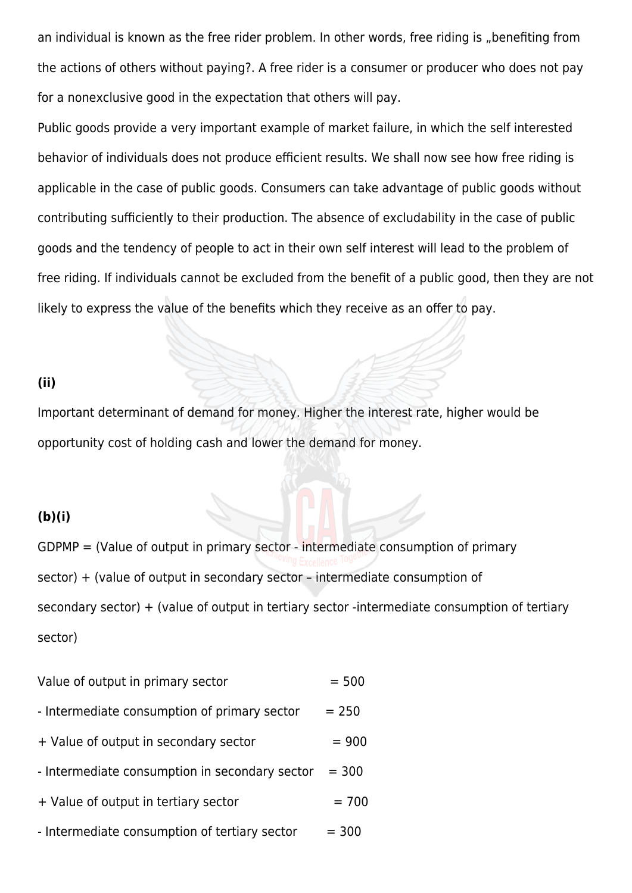an individual is known as the free rider problem. In other words, free riding is „benefiting from the actions of others without paying?. A free rider is a consumer or producer who does not pay for a nonexclusive good in the expectation that others will pay.

Public goods provide a very important example of market failure, in which the self interested behavior of individuals does not produce efficient results. We shall now see how free riding is applicable in the case of public goods. Consumers can take advantage of public goods without contributing sufficiently to their production. The absence of excludability in the case of public goods and the tendency of people to act in their own self interest will lead to the problem of free riding. If individuals cannot be excluded from the benefit of a public good, then they are not likely to express the value of the benefits which they receive as an offer to pay.

**(ii)**

Important determinant of demand for money. Higher the interest rate, higher would be opportunity cost of holding cash and lower the demand for money.

**(b)(i)**

GDPMP = (Value of output in primary sector - intermediate consumption of primary sector) + (value of output in secondary sector – intermediate consumption of secondary sector) + (value of output in tertiary sector -intermediate consumption of tertiary sector)

Value of output in primary sector = 500

- Intermediate consumption of primary sector = 250

+ Value of output in secondary sector = 900

- Intermediate consumption in secondary sector = 300

+ Value of output in tertiary sector = 700

- Intermediate consumption of tertiary sector = 300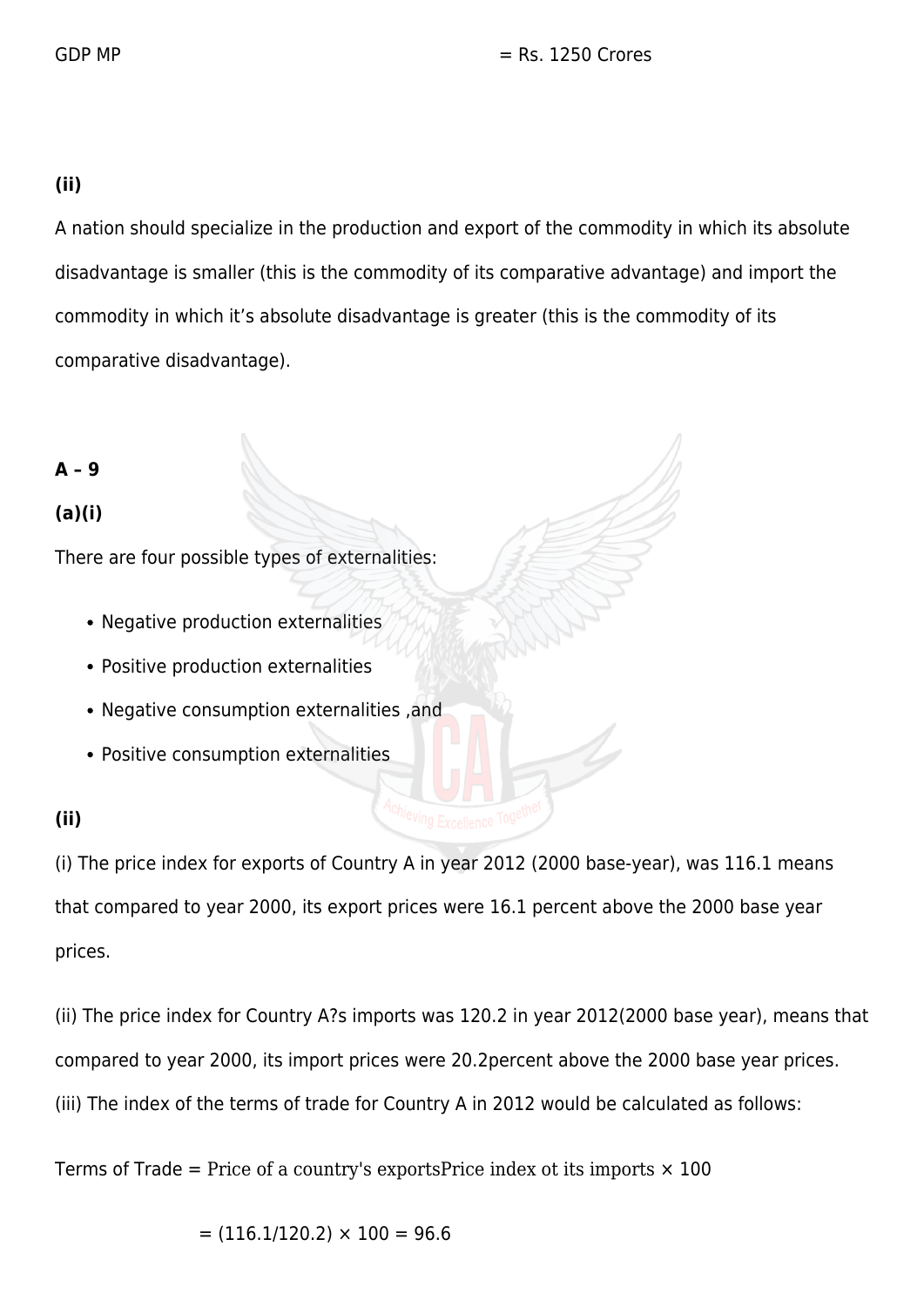GDP MP = Rs. 1250 Crores

**(ii)**

A nation should specialize in the production and export of the commodity in which its absolute disadvantage is smaller (this is the commodity of its comparative advantage) and import the commodity in which it's absolute disadvantage is greater (this is the commodity of its comparative disadvantage).

**A – 9**

**(a)(i)**

There are four possible types of externalities:

- Negative production externalities
- Positive production externalities
- Negative consumption externalities ,and
- Positive consumption externalities

**(ii)**

(i) The price index for exports of Country A in year 2012 (2000 base-year), was 116.1 means that compared to year 2000, its export prices were 16.1 percent above the 2000 base year prices.

(ii) The price index for Country A?s imports was 120.2 in year 2012(2000 base year), means that compared to year 2000, its import prices were 20.2percent above the 2000 base year prices.

(iii) The index of the terms of trade for Country A in 2012 would be calculated as follows:

Terms of Trade = $\frac{\text{Price of a country's exports}}{\text{Price index ot its imports}} \times 100$

$= (116.1/120.2) \times 100 = 96.6$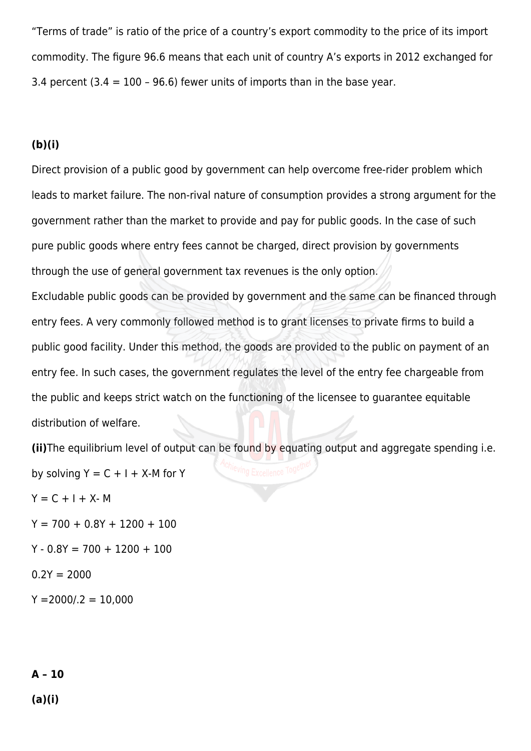"Terms of trade" is ratio of the price of a country's export commodity to the price of its import commodity. The figure 96.6 means that each unit of country A's exports in 2012 exchanged for 3.4 percent (3.4 = 100 – 96.6) fewer units of imports than in the base year.

**(b)(i)**

Direct provision of a public good by government can help overcome free-rider problem which leads to market failure. The non-rival nature of consumption provides a strong argument for the government rather than the market to provide and pay for public goods. In the case of such pure public goods where entry fees cannot be charged, direct provision by governments through the use of general government tax revenues is the only option.

Excludable public goods can be provided by government and the same can be financed through entry fees. A very commonly followed method is to grant licenses to private firms to build a public good facility. Under this method, the goods are provided to the public on payment of an entry fee. In such cases, the government regulates the level of the entry fee chargeable from the public and keeps strict watch on the functioning of the licensee to guarantee equitable distribution of welfare.

**(ii)** The equilibrium level of output can be found by equating output and aggregate spending i.e. by solving $Y = C + I + X - M$ for Y

$Y = C + I + X - M$

$Y = 700 + 0.8Y + 1200 + 100$

$Y - 0.8Y = 700 + 1200 + 100$

$0.2Y = 2000$

$Y = 2000/.2 = 10,000$

**A – 10**

**(a)(i)**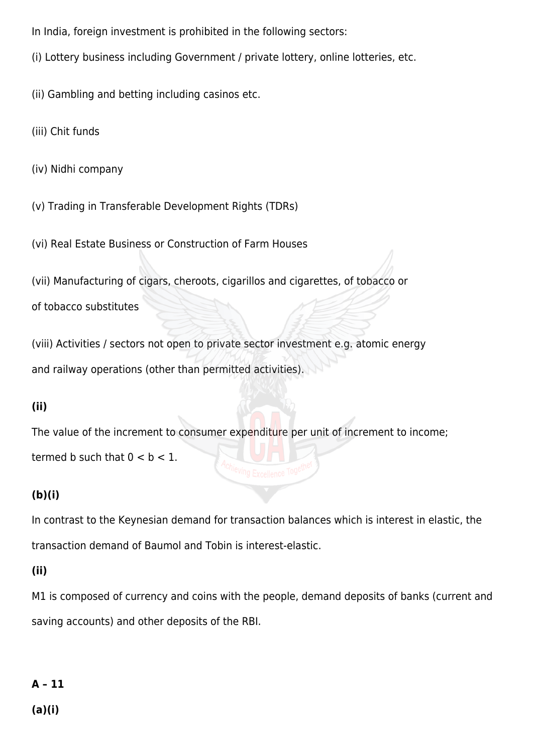In India, foreign investment is prohibited in the following sectors:

(i) Lottery business including Government / private lottery, online lotteries, etc.

(ii) Gambling and betting including casinos etc.

(iii) Chit funds

(iv) Nidhi company

(v) Trading in Transferable Development Rights (TDRs)

(vi) Real Estate Business or Construction of Farm Houses

(vii) Manufacturing of cigars, cheroots, cigarillos and cigarettes, of tobacco or of tobacco substitutes

(viii) Activities / sectors not open to private sector investment e.g. atomic energy and railway operations (other than permitted activities).

**(ii)**

The value of the increment to consumer expenditure per unit of increment to income; termed b such that $0 < b < 1$.

**(b)(i)**

In contrast to the Keynesian demand for transaction balances which is interest in elastic, the transaction demand of Baumol and Tobin is interest-elastic.

**(ii)**

M1 is composed of currency and coins with the people, demand deposits of banks (current and saving accounts) and other deposits of the RBI.

**A – 11**

**(a)(i)**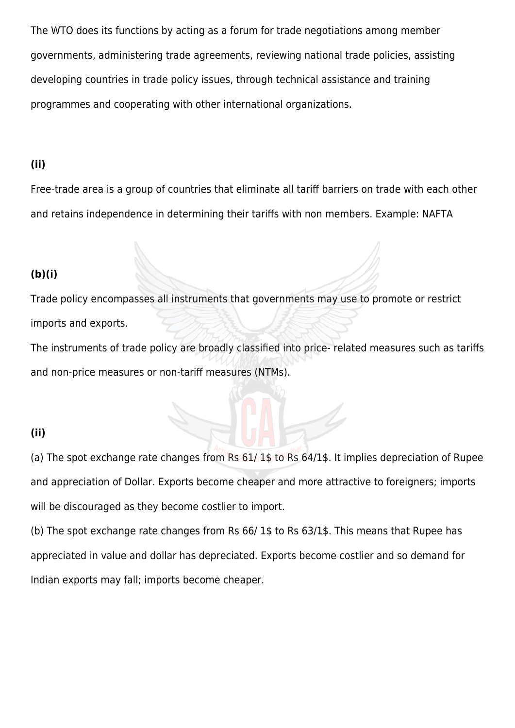The WTO does its functions by acting as a forum for trade negotiations among member governments, administering trade agreements, reviewing national trade policies, assisting developing countries in trade policy issues, through technical assistance and training programmes and cooperating with other international organizations.

**(ii)**

Free-trade area is a group of countries that eliminate all tariff barriers on trade with each other and retains independence in determining their tariffs with non members. Example: NAFTA

**(b)(i)**

Trade policy encompasses all instruments that governments may use to promote or restrict imports and exports.

The instruments of trade policy are broadly classified into price- related measures such as tariffs and non-price measures or non-tariff measures (NTMs).

**(ii)**

(a) The spot exchange rate changes from Rs 61/ 1$ to Rs 64/1$. It implies depreciation of Rupee and appreciation of Dollar. Exports become cheaper and more attractive to foreigners; imports will be discouraged as they become costlier to import.

(b) The spot exchange rate changes from Rs 66/ 1$ to Rs 63/1$. This means that Rupee has appreciated in value and dollar has depreciated. Exports become costlier and so demand for Indian exports may fall; imports become cheaper.